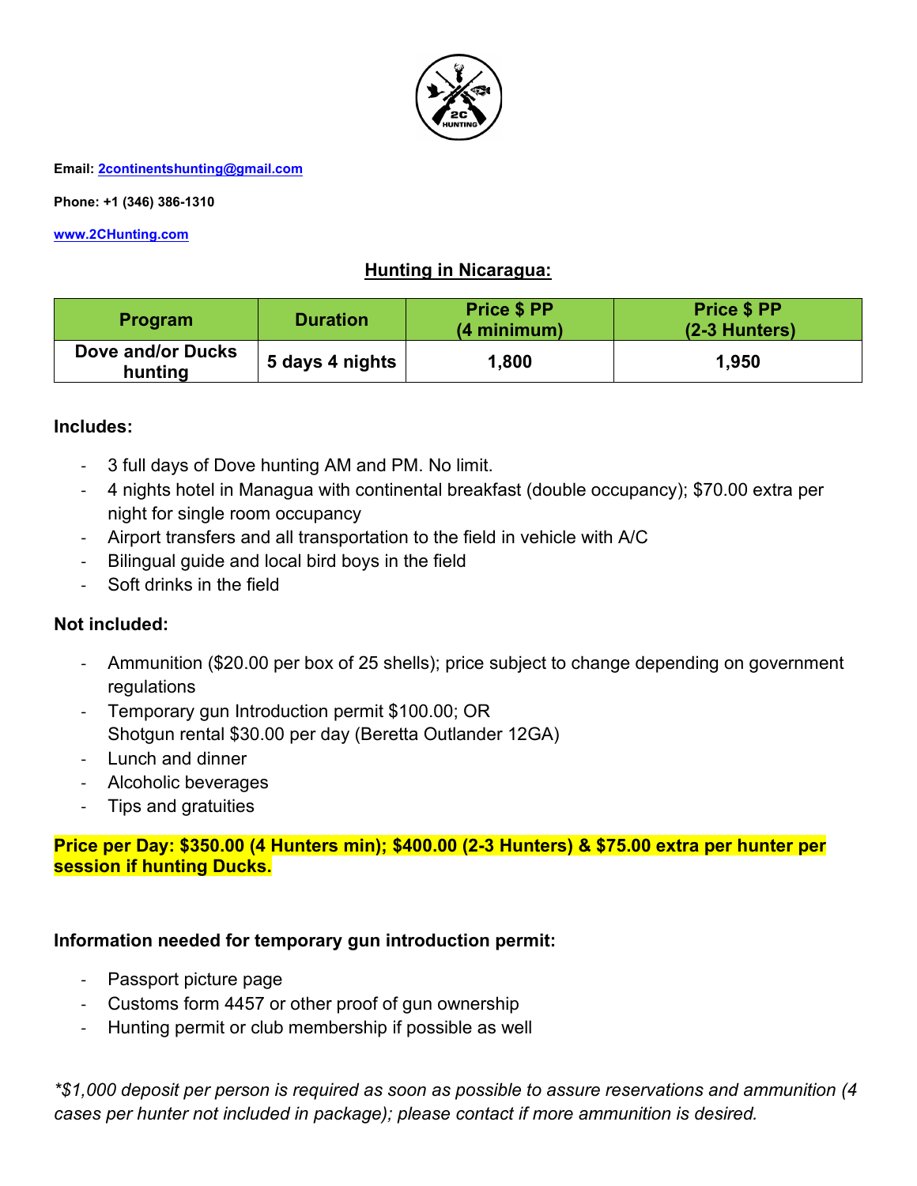**Email:** 2continentshunting@gmail.com

**Phone: +1 (346) 386-1310**

www.2CHunting.com

## Hunting in Nicaragua:

| Program | Duration | Price $ PP (4 minimum) | Price $ PP (2-3 Hunters) |
|---|---|---|---|
| Dove and/or Ducks hunting | 5 days 4 nights | 1,800 | 1,950 |

**Includes:**

- 3 full days of Dove hunting AM and PM. No limit.
- 4 nights hotel in Managua with continental breakfast (double occupancy); $70.00 extra per night for single room occupancy
- Airport transfers and all transportation to the field in vehicle with A/C
- Bilingual guide and local bird boys in the field
- Soft drinks in the field

**Not included:**

- Ammunition ($20.00 per box of 25 shells); price subject to change depending on government regulations
- Temporary gun Introduction permit $100.00; OR
  Shotgun rental $30.00 per day (Beretta Outlander 12GA)
- Lunch and dinner
- Alcoholic beverages
- Tips and gratuities

**Price per Day: $350.00 (4 Hunters min); $400.00 (2-3 Hunters) & $75.00 extra per hunter per session if hunting Ducks.**

**Information needed for temporary gun introduction permit:**

- Passport picture page
- Customs form 4457 or other proof of gun ownership
- Hunting permit or club membership if possible as well

*\*$1,000 deposit per person is required as soon as possible to assure reservations and ammunition (4 cases per hunter not included in package); please contact if more ammunition is desired.*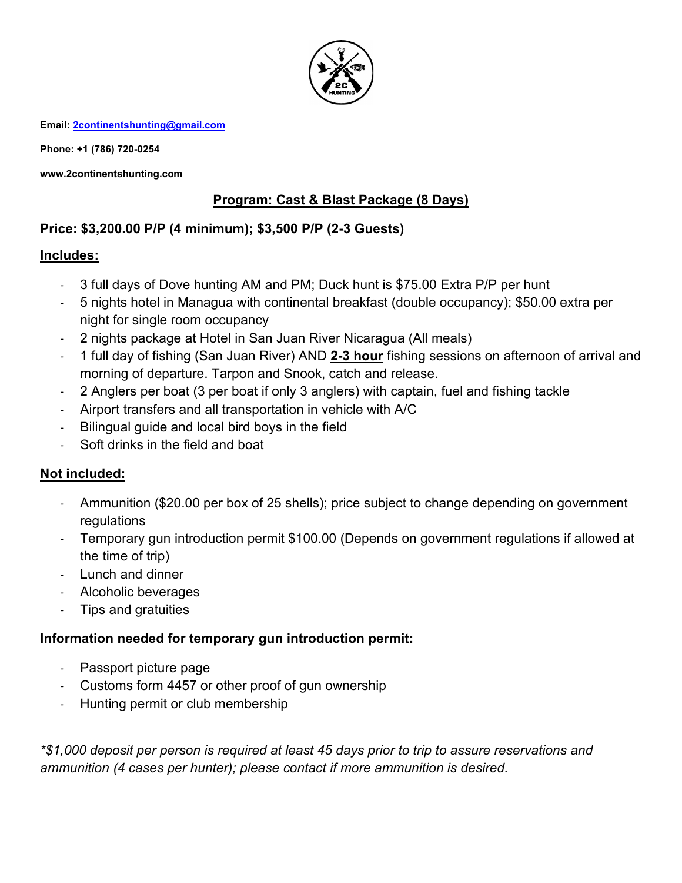**Email: 2continentshunting@gmail.com**

**Phone: +1 (786) 720-0254**

**www.2continentshunting.com**

## Program: Cast & Blast Package (8 Days)

### Price: $3,200.00 P/P (4 minimum); $3,500 P/P (2-3 Guests)

### Includes:

- 3 full days of Dove hunting AM and PM; Duck hunt is $75.00 Extra P/P per hunt
- 5 nights hotel in Managua with continental breakfast (double occupancy); $50.00 extra per night for single room occupancy
- 2 nights package at Hotel in San Juan River Nicaragua (All meals)
- 1 full day of fishing (San Juan River) AND **2-3 hour** fishing sessions on afternoon of arrival and morning of departure. Tarpon and Snook, catch and release.
- 2 Anglers per boat (3 per boat if only 3 anglers) with captain, fuel and fishing tackle
- Airport transfers and all transportation in vehicle with A/C
- Bilingual guide and local bird boys in the field
- Soft drinks in the field and boat

### Not included:

- Ammunition ($20.00 per box of 25 shells); price subject to change depending on government regulations
- Temporary gun introduction permit $100.00 (Depends on government regulations if allowed at the time of trip)
- Lunch and dinner
- Alcoholic beverages
- Tips and gratuities

### Information needed for temporary gun introduction permit:

- Passport picture page
- Customs form 4457 or other proof of gun ownership
- Hunting permit or club membership

*\*$1,000 deposit per person is required at least 45 days prior to trip to assure reservations and ammunition (4 cases per hunter); please contact if more ammunition is desired.*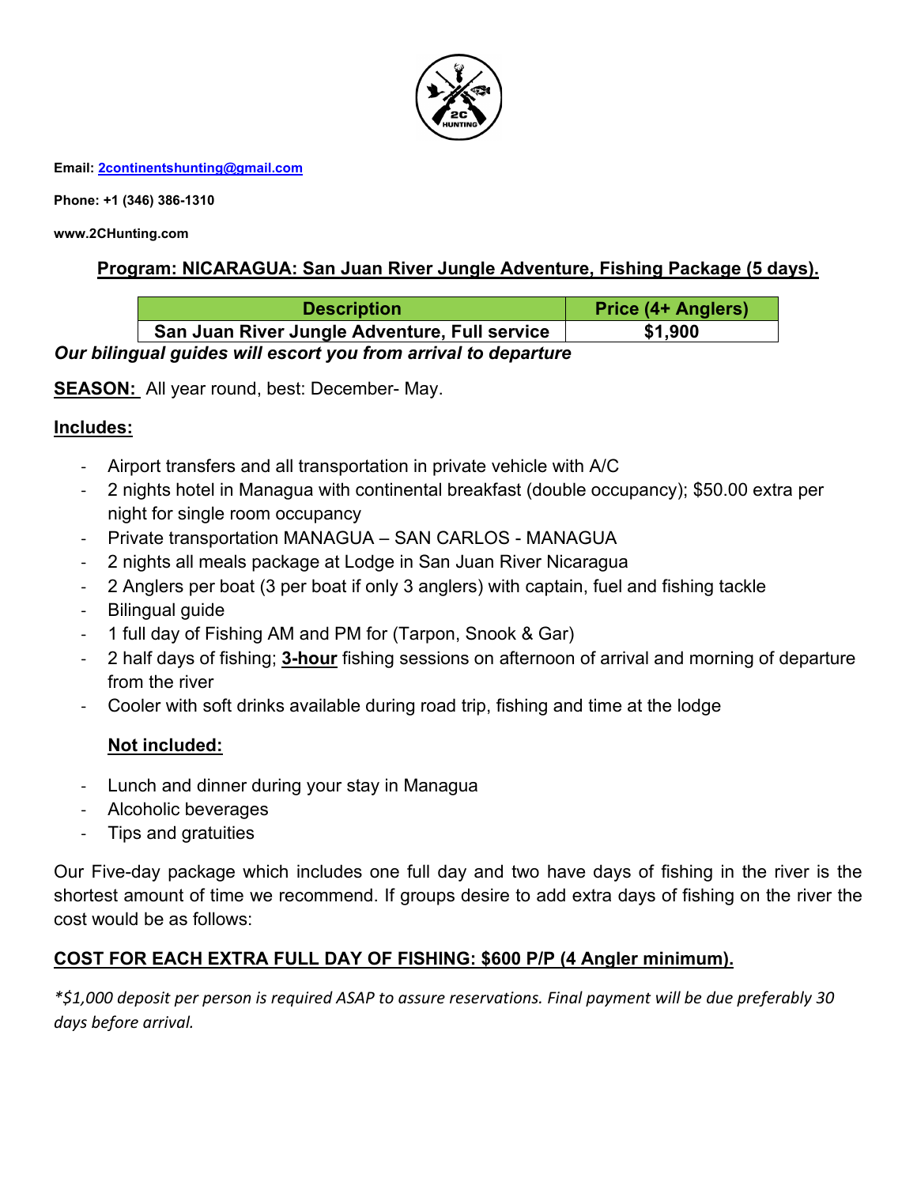**Email: 2continentshunting@gmail.com**

**Phone: +1 (346) 386-1310**

**www.2CHunting.com**

## Program: NICARAGUA: San Juan River Jungle Adventure, Fishing Package (5 days).

| Description | Price (4+ Anglers) |
| --- | --- |
| San Juan River Jungle Adventure, Full service | $1,900 |

***Our bilingual guides will escort you from arrival to departure***

**SEASON:** All year round, best: December- May.

**Includes:**

- Airport transfers and all transportation in private vehicle with A/C
- 2 nights hotel in Managua with continental breakfast (double occupancy); $50.00 extra per night for single room occupancy
- Private transportation MANAGUA – SAN CARLOS - MANAGUA
- 2 nights all meals package at Lodge in San Juan River Nicaragua
- 2 Anglers per boat (3 per boat if only 3 anglers) with captain, fuel and fishing tackle
- Bilingual guide
- 1 full day of Fishing AM and PM for (Tarpon, Snook & Gar)
- 2 half days of fishing; **3-hour** fishing sessions on afternoon of arrival and morning of departure from the river
- Cooler with soft drinks available during road trip, fishing and time at the lodge

**Not included:**

- Lunch and dinner during your stay in Managua
- Alcoholic beverages
- Tips and gratuities

Our Five-day package which includes one full day and two have days of fishing in the river is the shortest amount of time we recommend. If groups desire to add extra days of fishing on the river the cost would be as follows:

**COST FOR EACH EXTRA FULL DAY OF FISHING: $600 P/P (4 Angler minimum).**

**\****$1,000 deposit per person is required ASAP to assure reservations. Final payment will be due preferably 30 days before arrival.*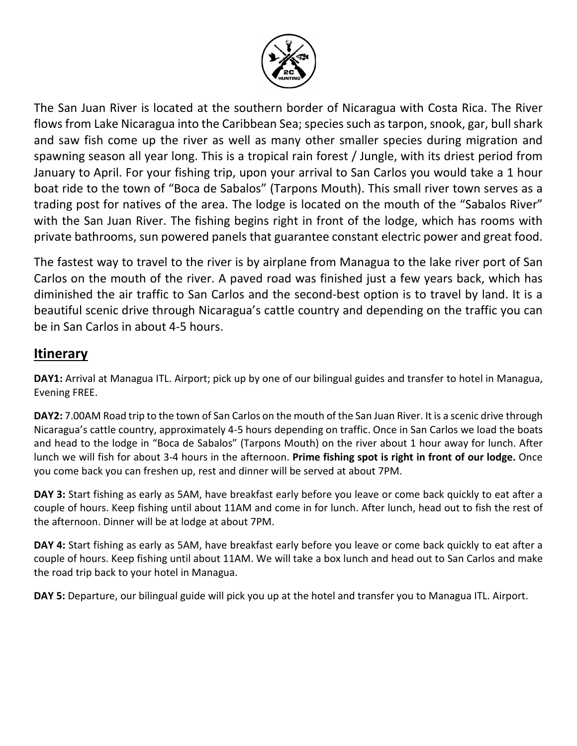The San Juan River is located at the southern border of Nicaragua with Costa Rica. The River flows from Lake Nicaragua into the Caribbean Sea; species such as tarpon, snook, gar, bull shark and saw fish come up the river as well as many other smaller species during migration and spawning season all year long. This is a tropical rain forest / Jungle, with its driest period from January to April. For your fishing trip, upon your arrival to San Carlos you would take a 1 hour boat ride to the town of "Boca de Sabalos" (Tarpons Mouth). This small river town serves as a trading post for natives of the area. The lodge is located on the mouth of the "Sabalos River" with the San Juan River. The fishing begins right in front of the lodge, which has rooms with private bathrooms, sun powered panels that guarantee constant electric power and great food.

The fastest way to travel to the river is by airplane from Managua to the lake river port of San Carlos on the mouth of the river. A paved road was finished just a few years back, which has diminished the air traffic to San Carlos and the second-best option is to travel by land. It is a beautiful scenic drive through Nicaragua's cattle country and depending on the traffic you can be in San Carlos in about 4-5 hours.

## Itinerary

**DAY1:** Arrival at Managua ITL. Airport; pick up by one of our bilingual guides and transfer to hotel in Managua, Evening FREE.

**DAY2:** 7.00AM Road trip to the town of San Carlos on the mouth of the San Juan River. It is a scenic drive through Nicaragua's cattle country, approximately 4-5 hours depending on traffic. Once in San Carlos we load the boats and head to the lodge in "Boca de Sabalos" (Tarpons Mouth) on the river about 1 hour away for lunch. After lunch we will fish for about 3-4 hours in the afternoon. **Prime fishing spot is right in front of our lodge.** Once you come back you can freshen up, rest and dinner will be served at about 7PM.

**DAY 3:** Start fishing as early as 5AM, have breakfast early before you leave or come back quickly to eat after a couple of hours. Keep fishing until about 11AM and come in for lunch. After lunch, head out to fish the rest of the afternoon. Dinner will be at lodge at about 7PM.

**DAY 4:** Start fishing as early as 5AM, have breakfast early before you leave or come back quickly to eat after a couple of hours. Keep fishing until about 11AM. We will take a box lunch and head out to San Carlos and make the road trip back to your hotel in Managua.

**DAY 5:** Departure, our bilingual guide will pick you up at the hotel and transfer you to Managua ITL. Airport.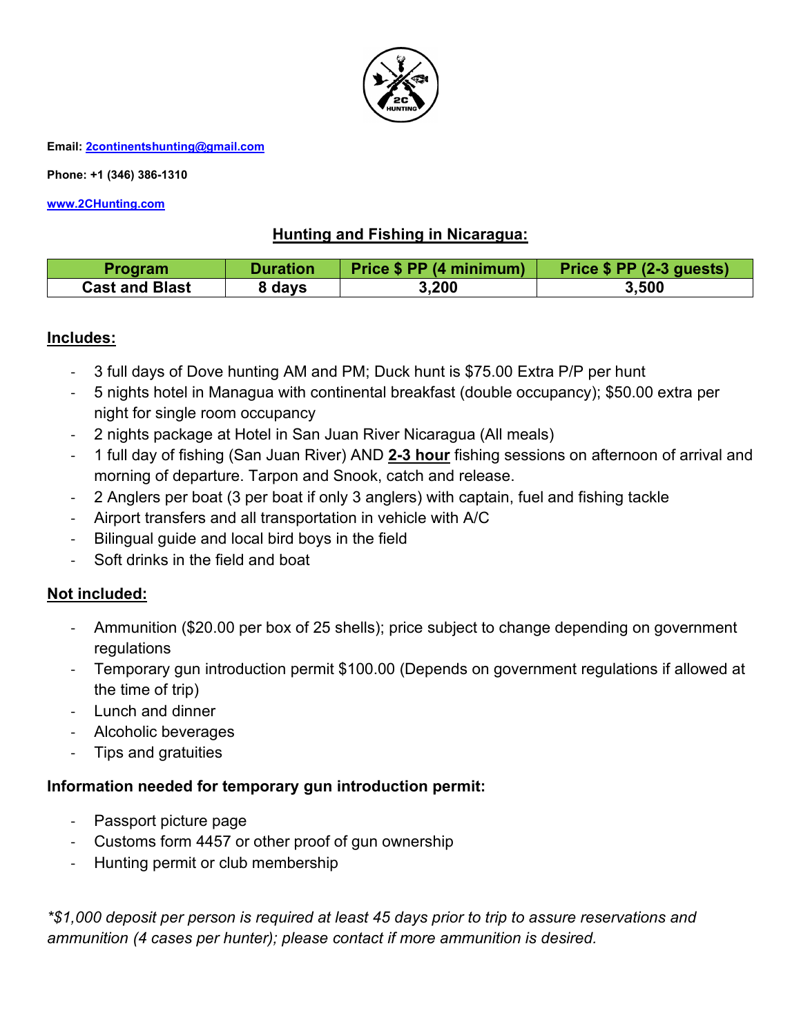**Email:** **2continentshunting@gmail.com**

**Phone: +1 (346) 386-1310**

**www.2CHunting.com**

## Hunting and Fishing in Nicaragua:

| Program | Duration | Price $ PP (4 minimum) | Price $ PP (2-3 guests) |
|---|---|---|---|
| Cast and Blast | 8 days | 3,200 | 3,500 |

### Includes:

- 3 full days of Dove hunting AM and PM; Duck hunt is $75.00 Extra P/P per hunt
- 5 nights hotel in Managua with continental breakfast (double occupancy); $50.00 extra per night for single room occupancy
- 2 nights package at Hotel in San Juan River Nicaragua (All meals)
- 1 full day of fishing (San Juan River) AND **2-3 hour** fishing sessions on afternoon of arrival and morning of departure. Tarpon and Snook, catch and release.
- 2 Anglers per boat (3 per boat if only 3 anglers) with captain, fuel and fishing tackle
- Airport transfers and all transportation in vehicle with A/C
- Bilingual guide and local bird boys in the field
- Soft drinks in the field and boat

### Not included:

- Ammunition ($20.00 per box of 25 shells); price subject to change depending on government regulations
- Temporary gun introduction permit $100.00 (Depends on government regulations if allowed at the time of trip)
- Lunch and dinner
- Alcoholic beverages
- Tips and gratuities

### Information needed for temporary gun introduction permit:

- Passport picture page
- Customs form 4457 or other proof of gun ownership
- Hunting permit or club membership

*\*$1,000 deposit per person is required at least 45 days prior to trip to assure reservations and ammunition (4 cases per hunter); please contact if more ammunition is desired.*